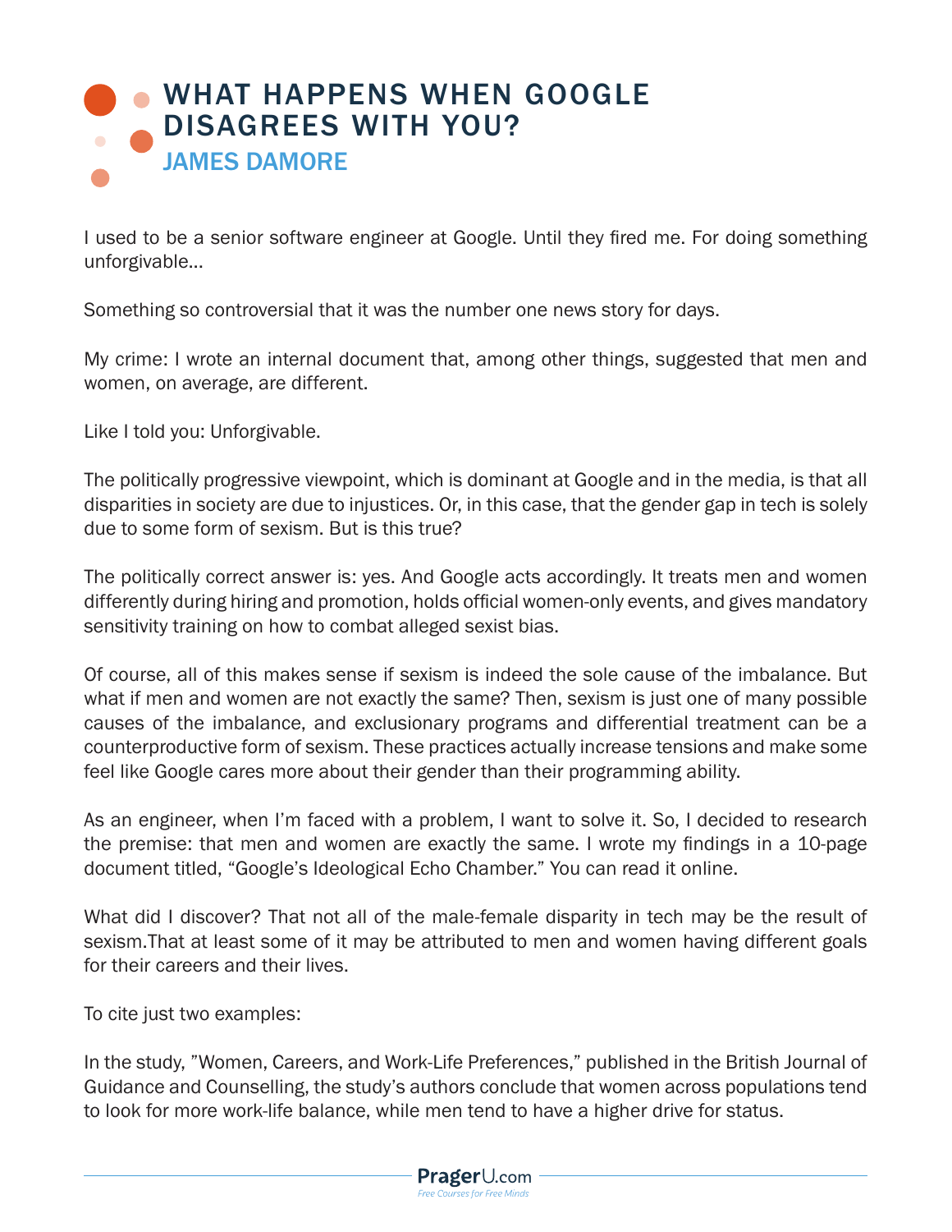# WHAT HAPPENS WHEN GOOGLE DISAGREES WITH YOU?

## JAMES DAMORE

I used to be a senior software engineer at Google. Until they fired me. For doing something unforgivable...

Something so controversial that it was the number one news story for days.

My crime: I wrote an internal document that, among other things, suggested that men and women, on average, are different.

Like I told you: Unforgivable.

The politically progressive viewpoint, which is dominant at Google and in the media, is that all disparities in society are due to injustices. Or, in this case, that the gender gap in tech is solely due to some form of sexism. But is this true?

The politically correct answer is: yes. And Google acts accordingly. It treats men and women differently during hiring and promotion, holds official women-only events, and gives mandatory sensitivity training on how to combat alleged sexist bias.

Of course, all of this makes sense if sexism is indeed the sole cause of the imbalance. But what if men and women are not exactly the same? Then, sexism is just one of many possible causes of the imbalance, and exclusionary programs and differential treatment can be a counterproductive form of sexism. These practices actually increase tensions and make some feel like Google cares more about their gender than their programming ability.

As an engineer, when I'm faced with a problem, I want to solve it. So, I decided to research the premise: that men and women are exactly the same. I wrote my findings in a 10-page document titled, "Google's Ideological Echo Chamber." You can read it online.

What did I discover? That not all of the male-female disparity in tech may be the result of sexism.That at least some of it may be attributed to men and women having different goals for their careers and their lives.

To cite just two examples:

In the study, "Women, Careers, and Work-Life Preferences," published in the British Journal of Guidance and Counselling, the study's authors conclude that women across populations tend to look for more work-life balance, while men tend to have a higher drive for status.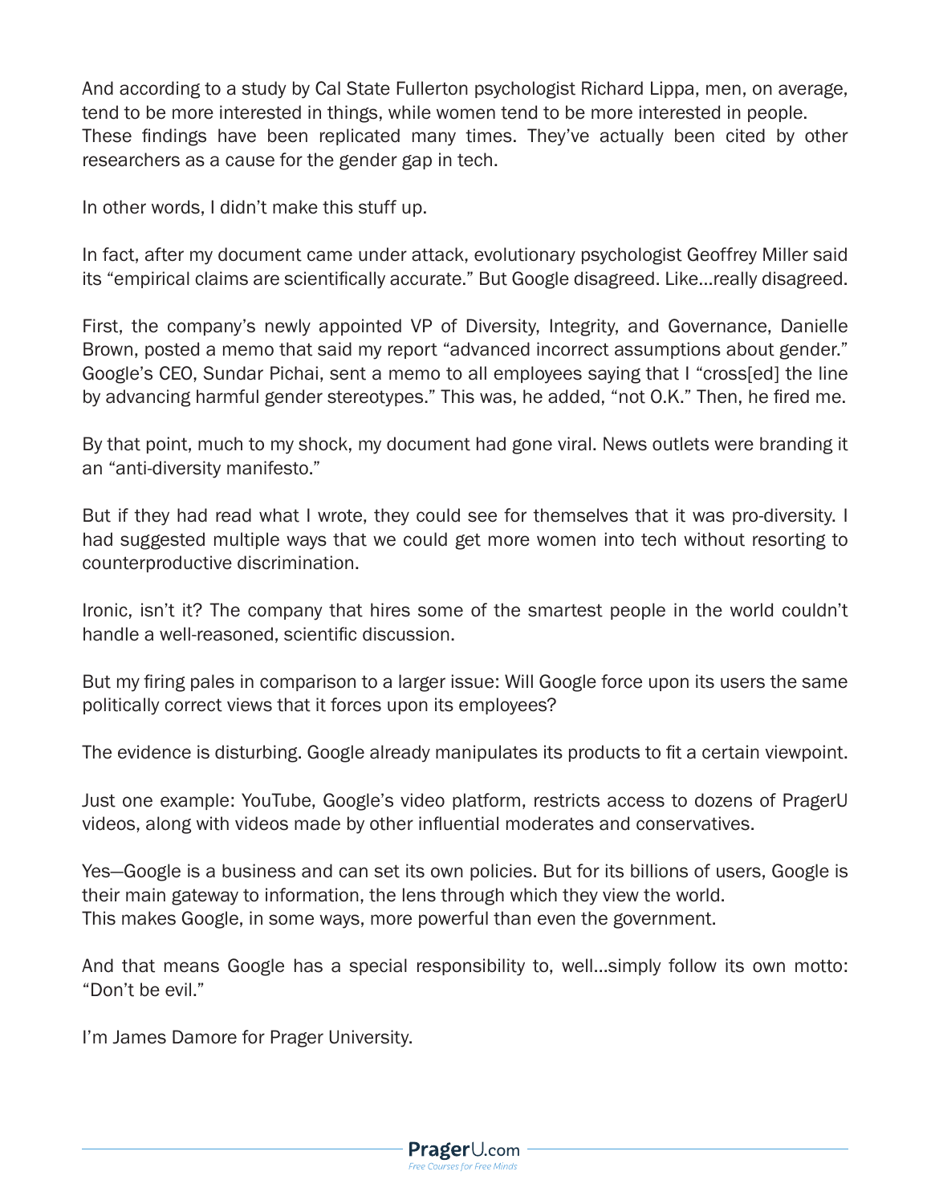And according to a study by Cal State Fullerton psychologist Richard Lippa, men, on average, tend to be more interested in things, while women tend to be more interested in people. These findings have been replicated many times. They've actually been cited by other researchers as a cause for the gender gap in tech.

In other words, I didn't make this stuff up.

In fact, after my document came under attack, evolutionary psychologist Geoffrey Miller said its "empirical claims are scientifically accurate." But Google disagreed. Like…really disagreed.

First, the company's newly appointed VP of Diversity, Integrity, and Governance, Danielle Brown, posted a memo that said my report "advanced incorrect assumptions about gender." Google's CEO, Sundar Pichai, sent a memo to all employees saying that I "cross[ed] the line by advancing harmful gender stereotypes." This was, he added, "not O.K." Then, he fired me.

By that point, much to my shock, my document had gone viral. News outlets were branding it an "anti-diversity manifesto."

But if they had read what I wrote, they could see for themselves that it was pro-diversity. I had suggested multiple ways that we could get more women into tech without resorting to counterproductive discrimination.

Ironic, isn't it? The company that hires some of the smartest people in the world couldn't handle a well-reasoned, scientific discussion.

But my firing pales in comparison to a larger issue: Will Google force upon its users the same politically correct views that it forces upon its employees?

The evidence is disturbing. Google already manipulates its products to fit a certain viewpoint.

Just one example: YouTube, Google's video platform, restricts access to dozens of PragerU videos, along with videos made by other influential moderates and conservatives.

Yes—Google is a business and can set its own policies. But for its billions of users, Google is their main gateway to information, the lens through which they view the world.
This makes Google, in some ways, more powerful than even the government.

And that means Google has a special responsibility to, well…simply follow its own motto: "Don't be evil."

I'm James Damore for Prager University.